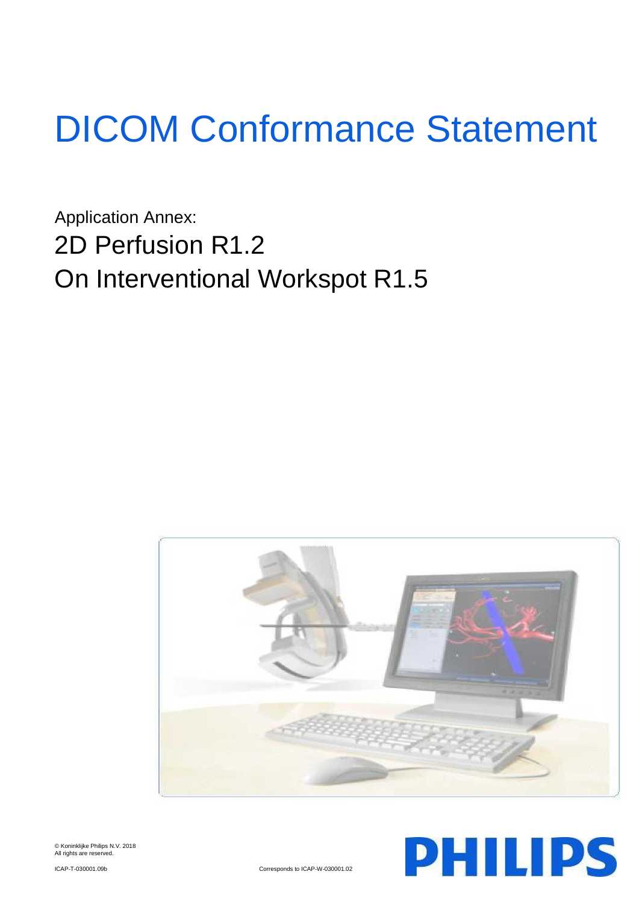# DICOM Conformance Statement

Application Annex:

## 2D Perfusion R1.2

## On Interventional Workspot R1.5

© Koninklijke Philips N.V. 2018
All rights are reserved.

ICAP-T-030001.09b

Corresponds to ICAP-W-030001.02

PHILIPS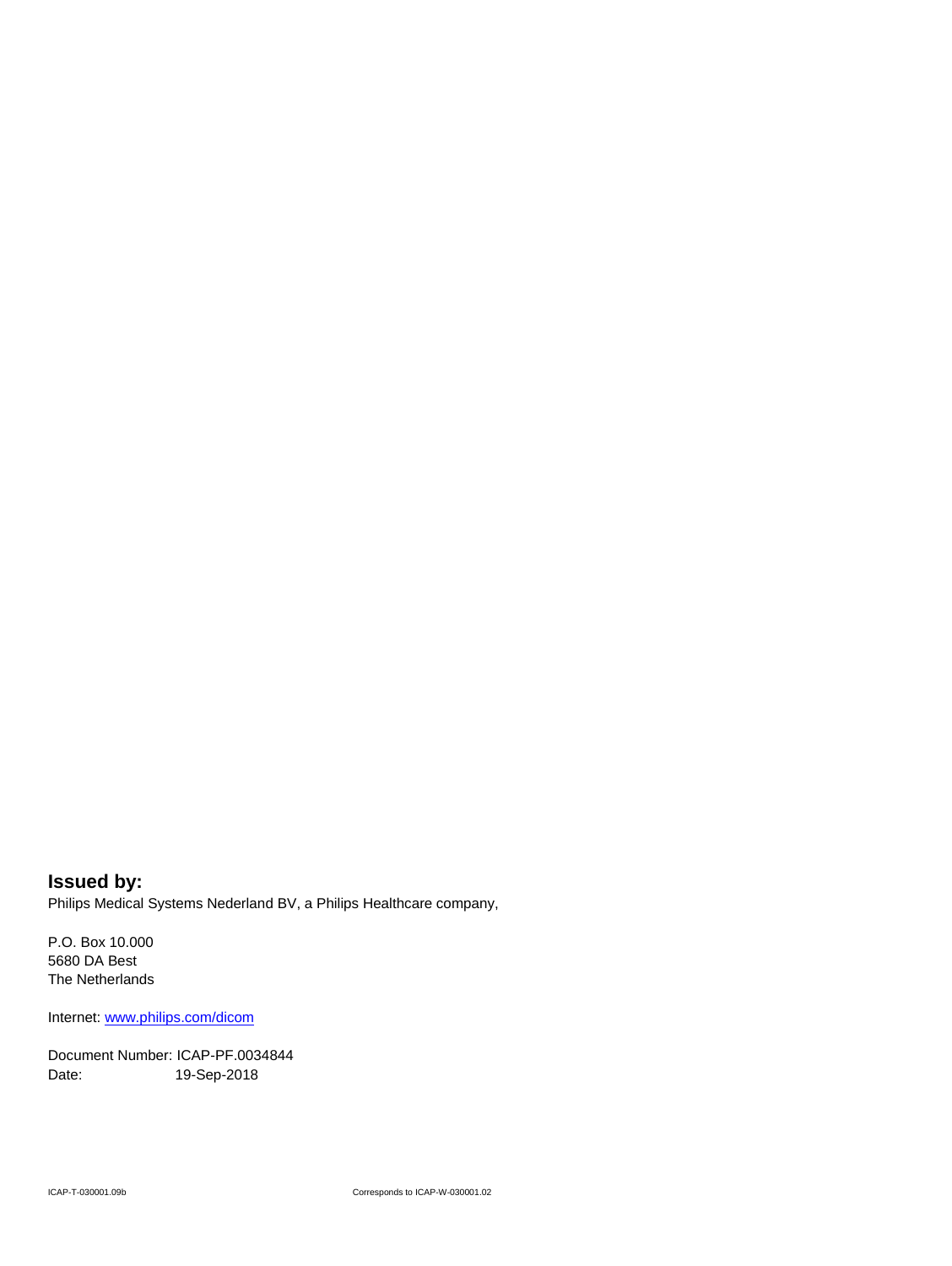**Issued by:**

Philips Medical Systems Nederland BV, a Philips Healthcare company,

P.O. Box 10.000
5680 DA Best
The Netherlands

Internet: www.philips.com/dicom

Document Number: ICAP-PF.0034844
Date: 19-Sep-2018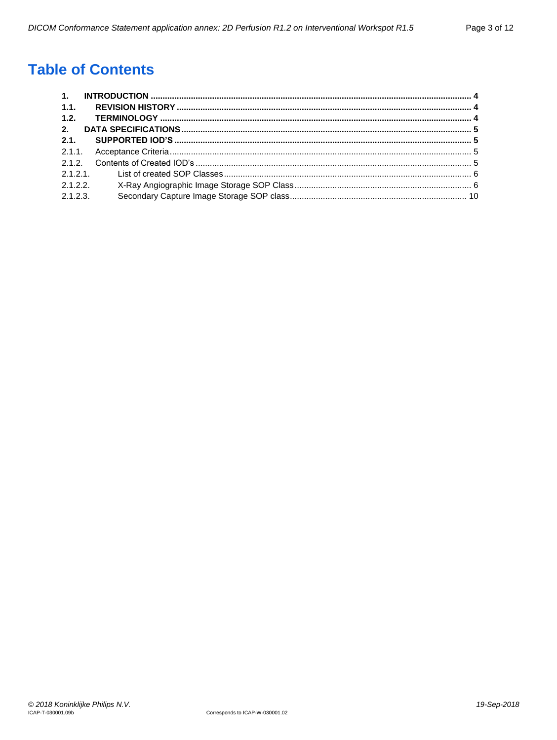# Table of Contents

**1. INTRODUCTION ... 4**
**1.1. REVISION HISTORY ... 4**
**1.2. TERMINOLOGY ... 4**
**2. DATA SPECIFICATIONS ... 5**
**2.1. SUPPORTED IOD'S ... 5**
2.1.1. Acceptance Criteria ... 5
2.1.2. Contents of Created IOD's ... 5
2.1.2.1. List of created SOP Classes ... 6
2.1.2.2. X-Ray Angiographic Image Storage SOP Class ... 6
2.1.2.3. Secondary Capture Image Storage SOP class ... 10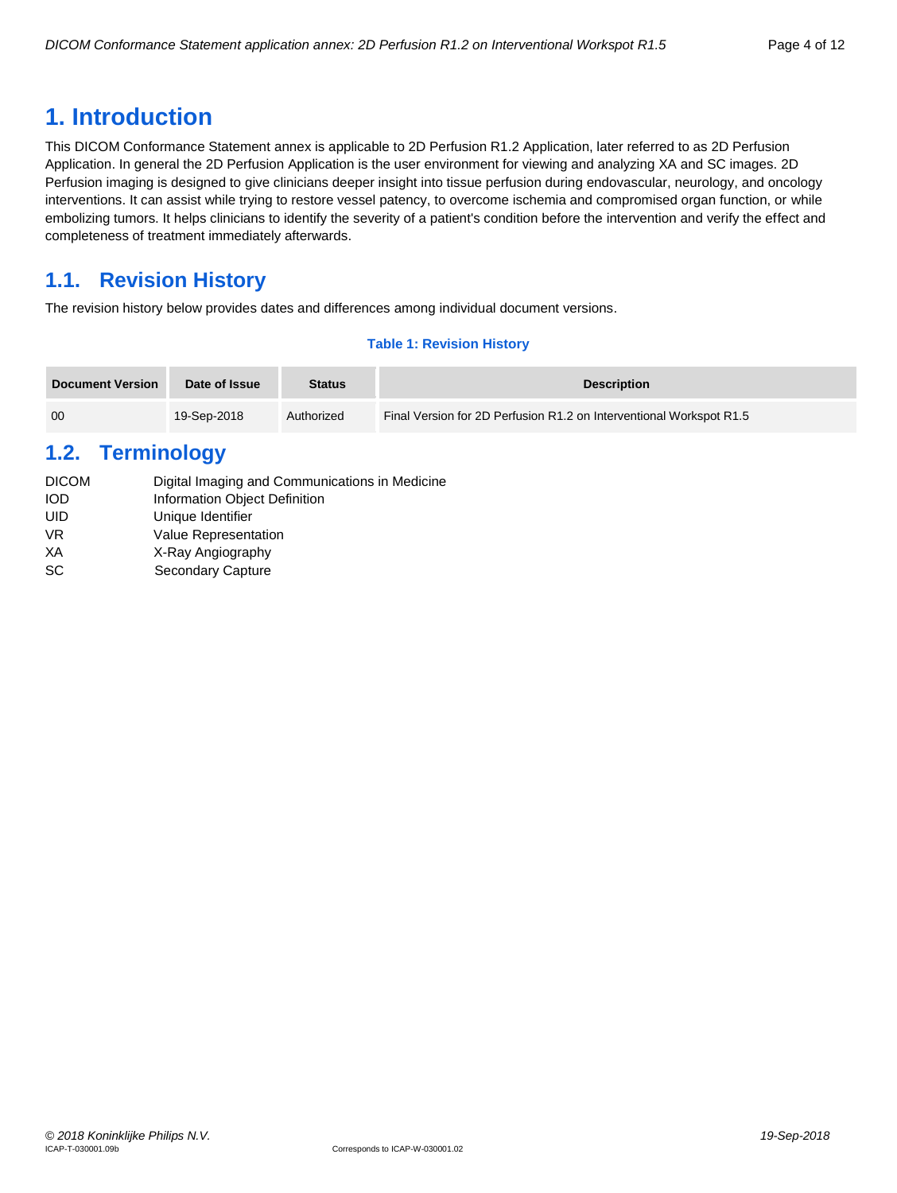# 1. Introduction

This DICOM Conformance Statement annex is applicable to 2D Perfusion R1.2 Application, later referred to as 2D Perfusion Application. In general the 2D Perfusion Application is the user environment for viewing and analyzing XA and SC images. 2D Perfusion imaging is designed to give clinicians deeper insight into tissue perfusion during endovascular, neurology, and oncology interventions. It can assist while trying to restore vessel patency, to overcome ischemia and compromised organ function, or while embolizing tumors. It helps clinicians to identify the severity of a patient's condition before the intervention and verify the effect and completeness of treatment immediately afterwards.

## 1.1. Revision History

The revision history below provides dates and differences among individual document versions.

**Table 1: Revision History**

| Document Version | Date of Issue | Status | Description |
|---|---|---|---|
| 00 | 19-Sep-2018 | Authorized | Final Version for 2D Perfusion R1.2 on Interventional Workspot R1.5 |

## 1.2. Terminology

| | |
|---|---|
| DICOM | Digital Imaging and Communications in Medicine |
| IOD | Information Object Definition |
| UID | Unique Identifier |
| VR | Value Representation |
| XA | X-Ray Angiography |
| SC | Secondary Capture |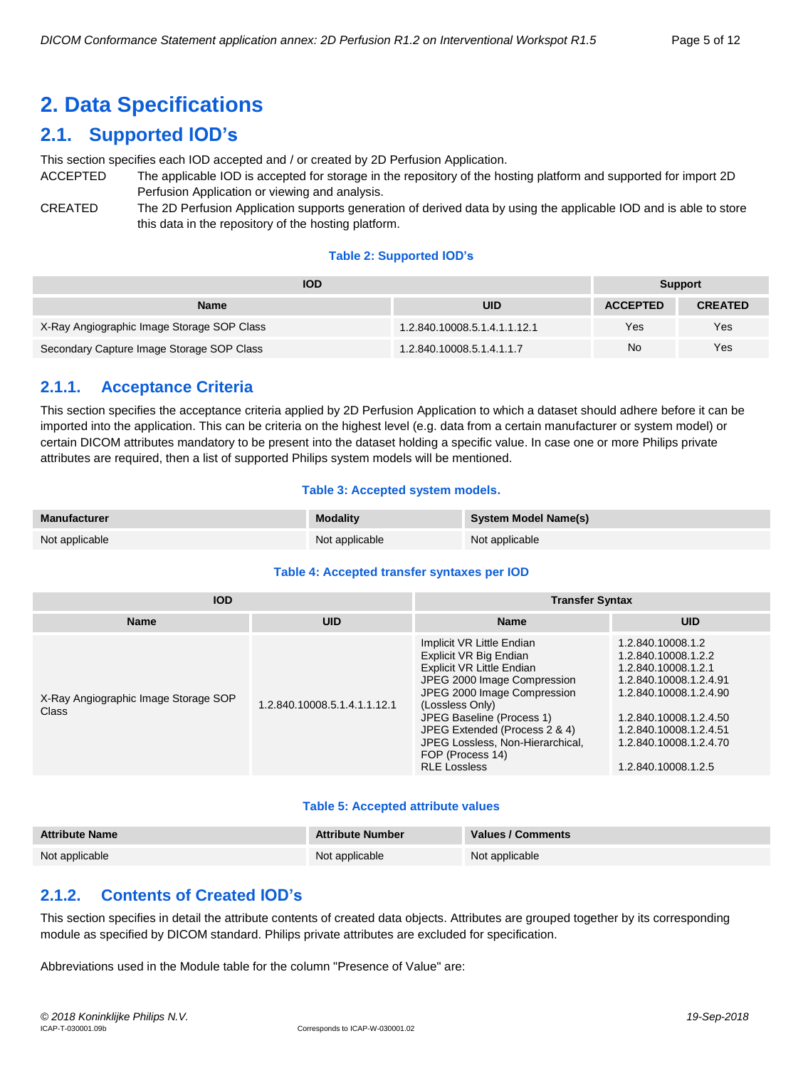# 2. Data Specifications

## 2.1. Supported IOD's

This section specifies each IOD accepted and / or created by 2D Perfusion Application.

ACCEPTED — The applicable IOD is accepted for storage in the repository of the hosting platform and supported for import 2D Perfusion Application or viewing and analysis.

CREATED — The 2D Perfusion Application supports generation of derived data by using the applicable IOD and is able to store this data in the repository of the hosting platform.

**Table 2: Supported IOD's**

| IOD | | Support | |
|---|---|---|---|
| **Name** | **UID** | **ACCEPTED** | **CREATED** |
| X-Ray Angiographic Image Storage SOP Class | 1.2.840.10008.5.1.4.1.1.12.1 | Yes | Yes |
| Secondary Capture Image Storage SOP Class | 1.2.840.10008.5.1.4.1.1.7 | No | Yes |

### 2.1.1. Acceptance Criteria

This section specifies the acceptance criteria applied by 2D Perfusion Application to which a dataset should adhere before it can be imported into the application. This can be criteria on the highest level (e.g. data from a certain manufacturer or system model) or certain DICOM attributes mandatory to be present into the dataset holding a specific value. In case one or more Philips private attributes are required, then a list of supported Philips system models will be mentioned.

**Table 3: Accepted system models.**

| Manufacturer | Modality | System Model Name(s) |
|---|---|---|
| Not applicable | Not applicable | Not applicable |

**Table 4: Accepted transfer syntaxes per IOD**

| IOD | | Transfer Syntax | |
|---|---|---|---|
| **Name** | **UID** | **Name** | **UID** |
| X-Ray Angiographic Image Storage SOP Class | 1.2.840.10008.5.1.4.1.1.12.1 | Implicit VR Little Endian<br>Explicit VR Big Endian<br>Explicit VR Little Endian<br>JPEG 2000 Image Compression<br>JPEG 2000 Image Compression (Lossless Only)<br>JPEG Baseline (Process 1)<br>JPEG Extended (Process 2 & 4)<br>JPEG Lossless, Non-Hierarchical, FOP (Process 14)<br>RLE Lossless | 1.2.840.10008.1.2<br>1.2.840.10008.1.2.2<br>1.2.840.10008.1.2.1<br>1.2.840.10008.1.2.4.91<br>1.2.840.10008.1.2.4.90<br>1.2.840.10008.1.2.4.50<br>1.2.840.10008.1.2.4.51<br>1.2.840.10008.1.2.4.70<br>1.2.840.10008.1.2.5 |

**Table 5: Accepted attribute values**

| Attribute Name | Attribute Number | Values / Comments |
|---|---|---|
| Not applicable | Not applicable | Not applicable |

### 2.1.2. Contents of Created IOD's

This section specifies in detail the attribute contents of created data objects. Attributes are grouped together by its corresponding module as specified by DICOM standard. Philips private attributes are excluded for specification.

Abbreviations used in the Module table for the column "Presence of Value" are: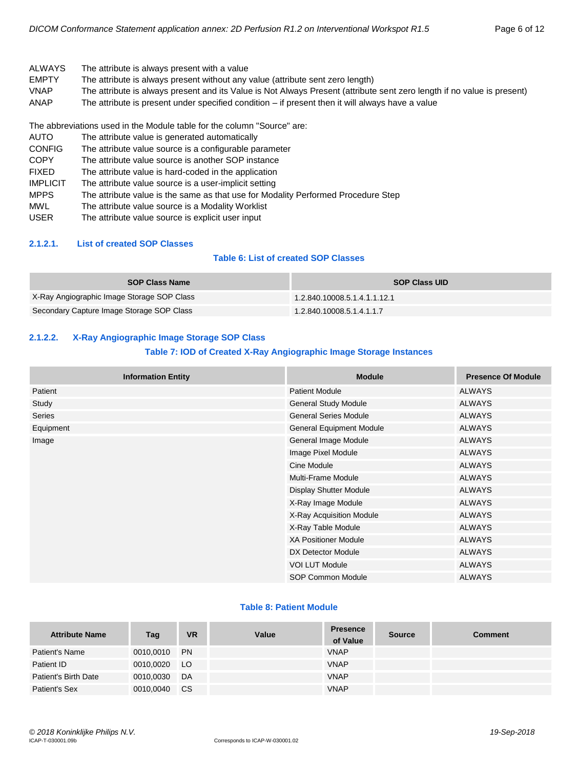| | |
|---|---|
| ALWAYS | The attribute is always present with a value |
| EMPTY | The attribute is always present without any value (attribute sent zero length) |
| VNAP | The attribute is always present and its Value is Not Always Present (attribute sent zero length if no value is present) |
| ANAP | The attribute is present under specified condition – if present then it will always have a value |

The abbreviations used in the Module table for the column "Source" are:

| | |
|---|---|
| AUTO | The attribute value is generated automatically |
| CONFIG | The attribute value source is a configurable parameter |
| COPY | The attribute value source is another SOP instance |
| FIXED | The attribute value is hard-coded in the application |
| IMPLICIT | The attribute value source is a user-implicit setting |
| MPPS | The attribute value is the same as that use for Modality Performed Procedure Step |
| MWL | The attribute value source is a Modality Worklist |
| USER | The attribute value source is explicit user input |

### 2.1.2.1. List of created SOP Classes

**Table 6: List of created SOP Classes**

| SOP Class Name | SOP Class UID |
|---|---|
| X-Ray Angiographic Image Storage SOP Class | 1.2.840.10008.5.1.4.1.1.12.1 |
| Secondary Capture Image Storage SOP Class | 1.2.840.10008.5.1.4.1.1.7 |

### 2.1.2.2. X-Ray Angiographic Image Storage SOP Class

**Table 7: IOD of Created X-Ray Angiographic Image Storage Instances**

| Information Entity | Module | Presence Of Module |
|---|---|---|
| Patient | Patient Module | ALWAYS |
| Study | General Study Module | ALWAYS |
| Series | General Series Module | ALWAYS |
| Equipment | General Equipment Module | ALWAYS |
| Image | General Image Module | ALWAYS |
| | Image Pixel Module | ALWAYS |
| | Cine Module | ALWAYS |
| | Multi-Frame Module | ALWAYS |
| | Display Shutter Module | ALWAYS |
| | X-Ray Image Module | ALWAYS |
| | X-Ray Acquisition Module | ALWAYS |
| | X-Ray Table Module | ALWAYS |
| | XA Positioner Module | ALWAYS |
| | DX Detector Module | ALWAYS |
| | VOI LUT Module | ALWAYS |
| | SOP Common Module | ALWAYS |

**Table 8: Patient Module**

| Attribute Name | Tag | VR | Value | Presence of Value | Source | Comment |
|---|---|---|---|---|---|---|
| Patient's Name | 0010,0010 | PN | | VNAP | | |
| Patient ID | 0010,0020 | LO | | VNAP | | |
| Patient's Birth Date | 0010,0030 | DA | | VNAP | | |
| Patient's Sex | 0010,0040 | CS | | VNAP | | |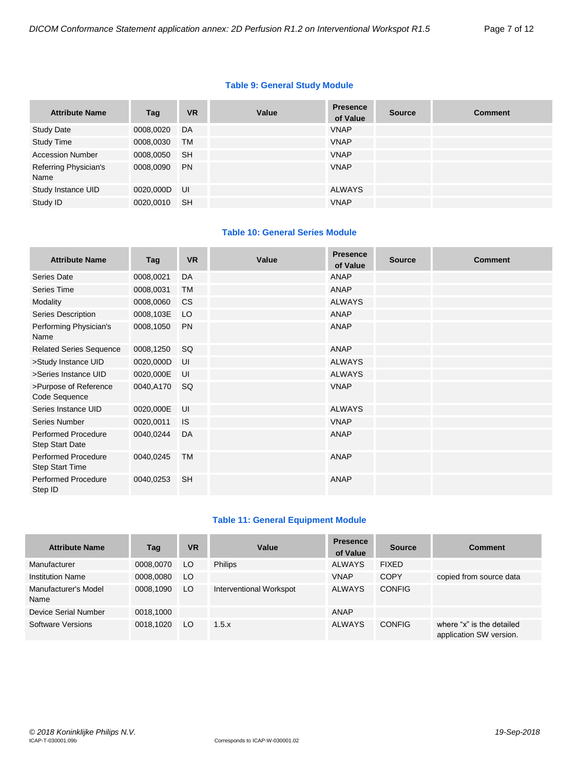**Table 9: General Study Module**

| Attribute Name | Tag | VR | Value | Presence of Value | Source | Comment |
|---|---|---|---|---|---|---|
| Study Date | 0008,0020 | DA | | VNAP | | |
| Study Time | 0008,0030 | TM | | VNAP | | |
| Accession Number | 0008,0050 | SH | | VNAP | | |
| Referring Physician's Name | 0008,0090 | PN | | VNAP | | |
| Study Instance UID | 0020,000D | UI | | ALWAYS | | |
| Study ID | 0020,0010 | SH | | VNAP | | |

**Table 10: General Series Module**

| Attribute Name | Tag | VR | Value | Presence of Value | Source | Comment |
|---|---|---|---|---|---|---|
| Series Date | 0008,0021 | DA | | ANAP | | |
| Series Time | 0008,0031 | TM | | ANAP | | |
| Modality | 0008,0060 | CS | | ALWAYS | | |
| Series Description | 0008,103E | LO | | ANAP | | |
| Performing Physician's Name | 0008,1050 | PN | | ANAP | | |
| Related Series Sequence | 0008,1250 | SQ | | ANAP | | |
| >Study Instance UID | 0020,000D | UI | | ALWAYS | | |
| >Series Instance UID | 0020,000E | UI | | ALWAYS | | |
| >Purpose of Reference Code Sequence | 0040,A170 | SQ | | VNAP | | |
| Series Instance UID | 0020,000E | UI | | ALWAYS | | |
| Series Number | 0020,0011 | IS | | VNAP | | |
| Performed Procedure Step Start Date | 0040,0244 | DA | | ANAP | | |
| Performed Procedure Step Start Time | 0040,0245 | TM | | ANAP | | |
| Performed Procedure Step ID | 0040,0253 | SH | | ANAP | | |

**Table 11: General Equipment Module**

| Attribute Name | Tag | VR | Value | Presence of Value | Source | Comment |
|---|---|---|---|---|---|---|
| Manufacturer | 0008,0070 | LO | Philips | ALWAYS | FIXED | |
| Institution Name | 0008,0080 | LO | | VNAP | COPY | copied from source data |
| Manufacturer's Model Name | 0008,1090 | LO | Interventional Workspot | ALWAYS | CONFIG | |
| Device Serial Number | 0018,1000 | | | ANAP | | |
| Software Versions | 0018,1020 | LO | 1.5.x | ALWAYS | CONFIG | where “x” is the detailed application SW version. |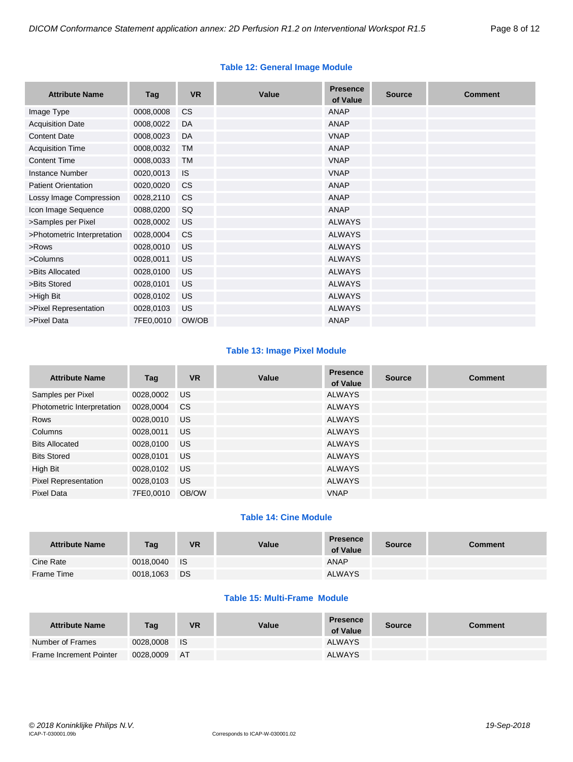**Table 12: General Image Module**

| Attribute Name | Tag | VR | Value | Presence of Value | Source | Comment |
|---|---|---|---|---|---|---|
| Image Type | 0008,0008 | CS | | ANAP | | |
| Acquisition Date | 0008,0022 | DA | | ANAP | | |
| Content Date | 0008,0023 | DA | | VNAP | | |
| Acquisition Time | 0008,0032 | TM | | ANAP | | |
| Content Time | 0008,0033 | TM | | VNAP | | |
| Instance Number | 0020,0013 | IS | | VNAP | | |
| Patient Orientation | 0020,0020 | CS | | ANAP | | |
| Lossy Image Compression | 0028,2110 | CS | | ANAP | | |
| Icon Image Sequence | 0088,0200 | SQ | | ANAP | | |
| >Samples per Pixel | 0028,0002 | US | | ALWAYS | | |
| >Photometric Interpretation | 0028,0004 | CS | | ALWAYS | | |
| >Rows | 0028,0010 | US | | ALWAYS | | |
| >Columns | 0028,0011 | US | | ALWAYS | | |
| >Bits Allocated | 0028,0100 | US | | ALWAYS | | |
| >Bits Stored | 0028,0101 | US | | ALWAYS | | |
| >High Bit | 0028,0102 | US | | ALWAYS | | |
| >Pixel Representation | 0028,0103 | US | | ALWAYS | | |
| >Pixel Data | 7FE0,0010 | OW/OB | | ANAP | | |

**Table 13: Image Pixel Module**

| Attribute Name | Tag | VR | Value | Presence of Value | Source | Comment |
|---|---|---|---|---|---|---|
| Samples per Pixel | 0028,0002 | US | | ALWAYS | | |
| Photometric Interpretation | 0028,0004 | CS | | ALWAYS | | |
| Rows | 0028,0010 | US | | ALWAYS | | |
| Columns | 0028,0011 | US | | ALWAYS | | |
| Bits Allocated | 0028,0100 | US | | ALWAYS | | |
| Bits Stored | 0028,0101 | US | | ALWAYS | | |
| High Bit | 0028,0102 | US | | ALWAYS | | |
| Pixel Representation | 0028,0103 | US | | ALWAYS | | |
| Pixel Data | 7FE0,0010 | OB/OW | | VNAP | | |

**Table 14: Cine Module**

| Attribute Name | Tag | VR | Value | Presence of Value | Source | Comment |
|---|---|---|---|---|---|---|
| Cine Rate | 0018,0040 | IS | | ANAP | | |
| Frame Time | 0018,1063 | DS | | ALWAYS | | |

**Table 15: Multi-Frame Module**

| Attribute Name | Tag | VR | Value | Presence of Value | Source | Comment |
|---|---|---|---|---|---|---|
| Number of Frames | 0028,0008 | IS | | ALWAYS | | |
| Frame Increment Pointer | 0028,0009 | AT | | ALWAYS | | |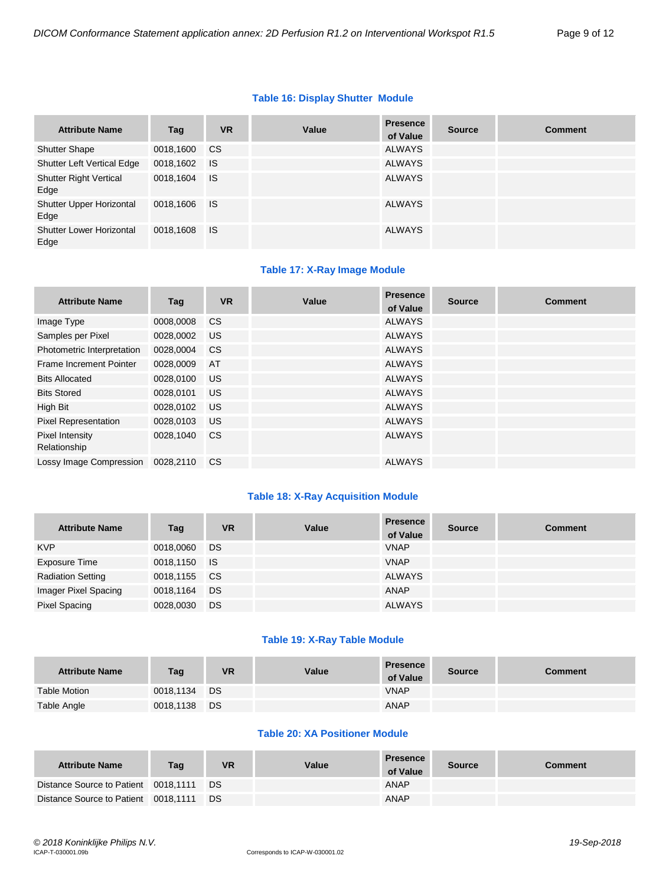**Table 16: Display Shutter Module**

| Attribute Name | Tag | VR | Value | Presence of Value | Source | Comment |
|---|---|---|---|---|---|---|
| Shutter Shape | 0018,1600 | CS | | ALWAYS | | |
| Shutter Left Vertical Edge | 0018,1602 | IS | | ALWAYS | | |
| Shutter Right Vertical Edge | 0018,1604 | IS | | ALWAYS | | |
| Shutter Upper Horizontal Edge | 0018,1606 | IS | | ALWAYS | | |
| Shutter Lower Horizontal Edge | 0018,1608 | IS | | ALWAYS | | |

**Table 17: X-Ray Image Module**

| Attribute Name | Tag | VR | Value | Presence of Value | Source | Comment |
|---|---|---|---|---|---|---|
| Image Type | 0008,0008 | CS | | ALWAYS | | |
| Samples per Pixel | 0028,0002 | US | | ALWAYS | | |
| Photometric Interpretation | 0028,0004 | CS | | ALWAYS | | |
| Frame Increment Pointer | 0028,0009 | AT | | ALWAYS | | |
| Bits Allocated | 0028,0100 | US | | ALWAYS | | |
| Bits Stored | 0028,0101 | US | | ALWAYS | | |
| High Bit | 0028,0102 | US | | ALWAYS | | |
| Pixel Representation | 0028,0103 | US | | ALWAYS | | |
| Pixel Intensity Relationship | 0028,1040 | CS | | ALWAYS | | |
| Lossy Image Compression | 0028,2110 | CS | | ALWAYS | | |

**Table 18: X-Ray Acquisition Module**

| Attribute Name | Tag | VR | Value | Presence of Value | Source | Comment |
|---|---|---|---|---|---|---|
| KVP | 0018,0060 | DS | | VNAP | | |
| Exposure Time | 0018,1150 | IS | | VNAP | | |
| Radiation Setting | 0018,1155 | CS | | ALWAYS | | |
| Imager Pixel Spacing | 0018,1164 | DS | | ANAP | | |
| Pixel Spacing | 0028,0030 | DS | | ALWAYS | | |

**Table 19: X-Ray Table Module**

| Attribute Name | Tag | VR | Value | Presence of Value | Source | Comment |
|---|---|---|---|---|---|---|
| Table Motion | 0018,1134 | DS | | VNAP | | |
| Table Angle | 0018,1138 | DS | | ANAP | | |

**Table 20: XA Positioner Module**

| Attribute Name | Tag | VR | Value | Presence of Value | Source | Comment |
|---|---|---|---|---|---|---|
| Distance Source to Patient | 0018,1111 | DS | | ANAP | | |
| Distance Source to Patient | 0018,1111 | DS | | ANAP | | |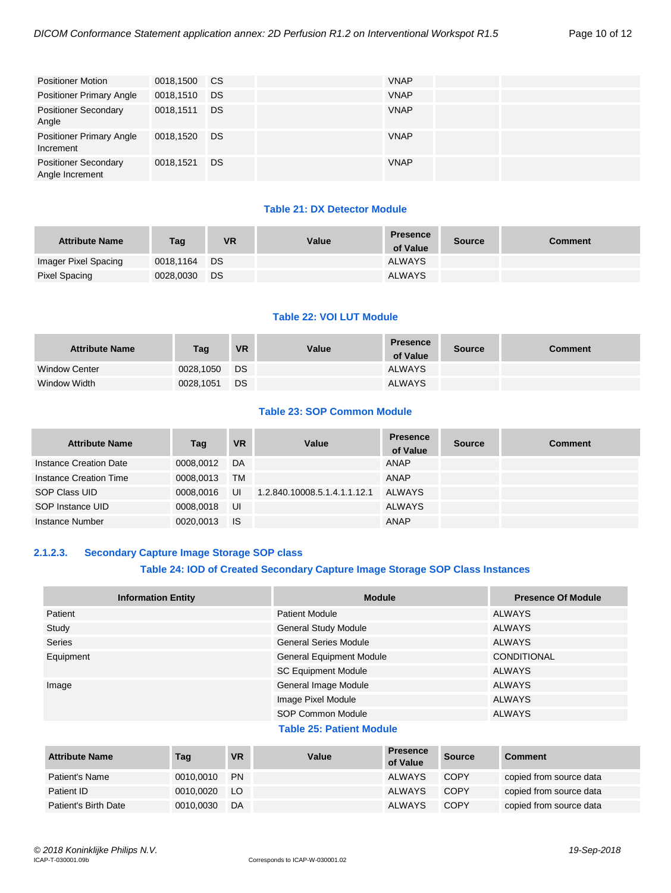| Attribute Name | Tag | VR | Value | Presence of Value | Source | Comment |
|---|---|---|---|---|---|---|
| Positioner Motion | 0018,1500 | CS | | VNAP | | |
| Positioner Primary Angle | 0018,1510 | DS | | VNAP | | |
| Positioner Secondary Angle | 0018,1511 | DS | | VNAP | | |
| Positioner Primary Angle Increment | 0018,1520 | DS | | VNAP | | |
| Positioner Secondary Angle Increment | 0018,1521 | DS | | VNAP | | |

**Table 21: DX Detector Module**

| Attribute Name | Tag | VR | Value | Presence of Value | Source | Comment |
|---|---|---|---|---|---|---|
| Imager Pixel Spacing | 0018,1164 | DS | | ALWAYS | | |
| Pixel Spacing | 0028,0030 | DS | | ALWAYS | | |

**Table 22: VOI LUT Module**

| Attribute Name | Tag | VR | Value | Presence of Value | Source | Comment |
|---|---|---|---|---|---|---|
| Window Center | 0028,1050 | DS | | ALWAYS | | |
| Window Width | 0028,1051 | DS | | ALWAYS | | |

**Table 23: SOP Common Module**

| Attribute Name | Tag | VR | Value | Presence of Value | Source | Comment |
|---|---|---|---|---|---|---|
| Instance Creation Date | 0008,0012 | DA | | ANAP | | |
| Instance Creation Time | 0008,0013 | TM | | ANAP | | |
| SOP Class UID | 0008,0016 | UI | 1.2.840.10008.5.1.4.1.1.12.1 | ALWAYS | | |
| SOP Instance UID | 0008,0018 | UI | | ALWAYS | | |
| Instance Number | 0020,0013 | IS | | ANAP | | |

#### 2.1.2.3. Secondary Capture Image Storage SOP class

**Table 24: IOD of Created Secondary Capture Image Storage SOP Class Instances**

| Information Entity | Module | Presence Of Module |
|---|---|---|
| Patient | Patient Module | ALWAYS |
| Study | General Study Module | ALWAYS |
| Series | General Series Module | ALWAYS |
| Equipment | General Equipment Module | CONDITIONAL |
| | SC Equipment Module | ALWAYS |
| Image | General Image Module | ALWAYS |
| | Image Pixel Module | ALWAYS |
| | SOP Common Module | ALWAYS |

**Table 25: Patient Module**

| Attribute Name | Tag | VR | Value | Presence of Value | Source | Comment |
|---|---|---|---|---|---|---|
| Patient's Name | 0010,0010 | PN | | ALWAYS | COPY | copied from source data |
| Patient ID | 0010,0020 | LO | | ALWAYS | COPY | copied from source data |
| Patient's Birth Date | 0010,0030 | DA | | ALWAYS | COPY | copied from source data |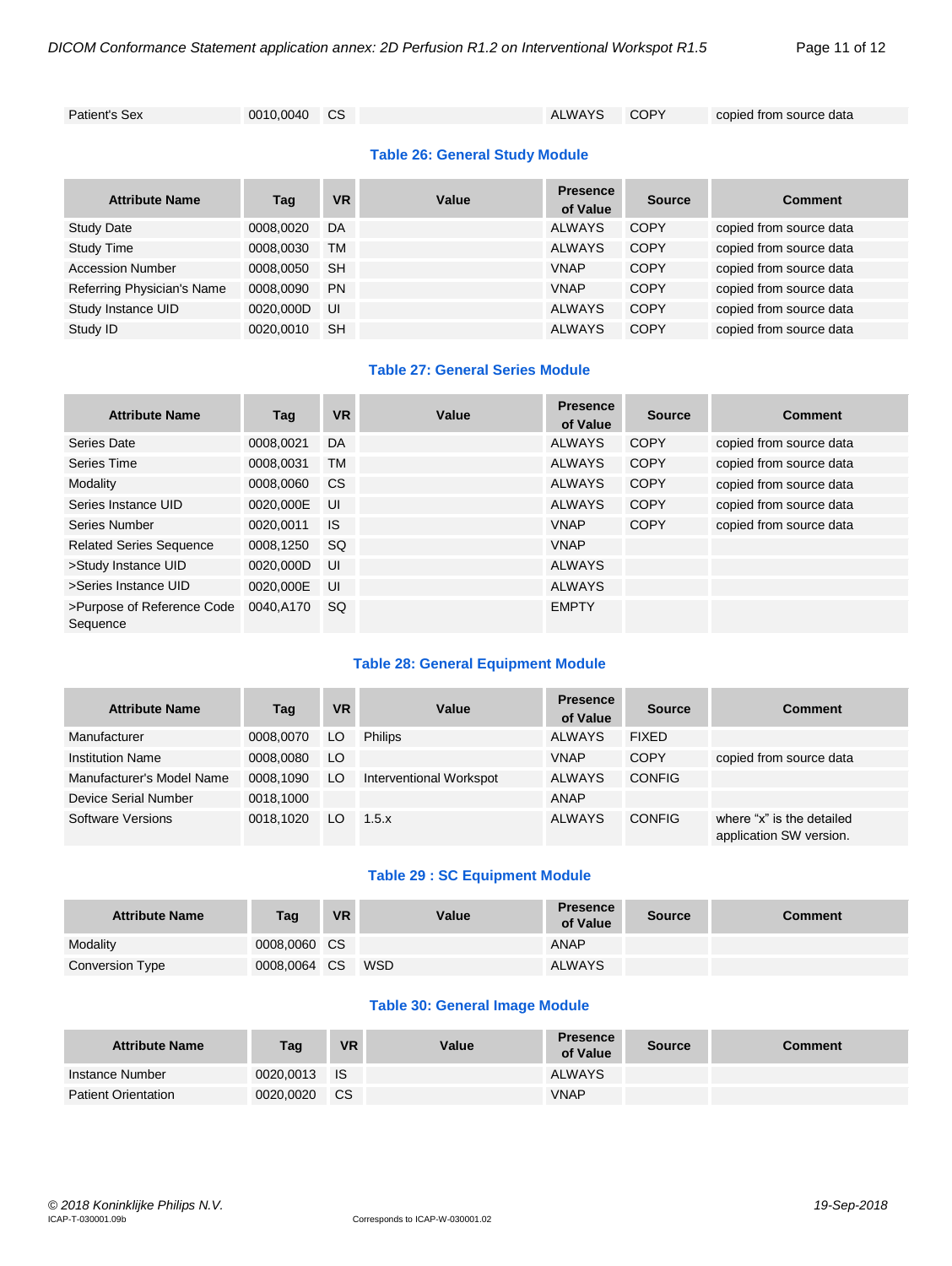| Patient's Sex | 0010,0040 | CS | | ALWAYS | COPY | copied from source data |
|---|---|---|---|---|---|---|

### Table 26: General Study Module

| Attribute Name | Tag | VR | Value | Presence of Value | Source | Comment |
|---|---|---|---|---|---|---|
| Study Date | 0008,0020 | DA | | ALWAYS | COPY | copied from source data |
| Study Time | 0008,0030 | TM | | ALWAYS | COPY | copied from source data |
| Accession Number | 0008,0050 | SH | | VNAP | COPY | copied from source data |
| Referring Physician's Name | 0008,0090 | PN | | VNAP | COPY | copied from source data |
| Study Instance UID | 0020,000D | UI | | ALWAYS | COPY | copied from source data |
| Study ID | 0020,0010 | SH | | ALWAYS | COPY | copied from source data |

### Table 27: General Series Module

| Attribute Name | Tag | VR | Value | Presence of Value | Source | Comment |
|---|---|---|---|---|---|---|
| Series Date | 0008,0021 | DA | | ALWAYS | COPY | copied from source data |
| Series Time | 0008,0031 | TM | | ALWAYS | COPY | copied from source data |
| Modality | 0008,0060 | CS | | ALWAYS | COPY | copied from source data |
| Series Instance UID | 0020,000E | UI | | ALWAYS | COPY | copied from source data |
| Series Number | 0020,0011 | IS | | VNAP | COPY | copied from source data |
| Related Series Sequence | 0008,1250 | SQ | | VNAP | | |
| >Study Instance UID | 0020,000D | UI | | ALWAYS | | |
| >Series Instance UID | 0020,000E | UI | | ALWAYS | | |
| >Purpose of Reference Code Sequence | 0040,A170 | SQ | | EMPTY | | |

### Table 28: General Equipment Module

| Attribute Name | Tag | VR | Value | Presence of Value | Source | Comment |
|---|---|---|---|---|---|---|
| Manufacturer | 0008,0070 | LO | Philips | ALWAYS | FIXED | |
| Institution Name | 0008,0080 | LO | | VNAP | COPY | copied from source data |
| Manufacturer's Model Name | 0008,1090 | LO | Interventional Workspot | ALWAYS | CONFIG | |
| Device Serial Number | 0018,1000 | | | ANAP | | |
| Software Versions | 0018,1020 | LO | 1.5.x | ALWAYS | CONFIG | where "x" is the detailed application SW version. |

### Table 29 : SC Equipment Module

| Attribute Name | Tag | VR | Value | Presence of Value | Source | Comment |
|---|---|---|---|---|---|---|
| Modality | 0008,0060 | CS | | ANAP | | |
| Conversion Type | 0008,0064 | CS | WSD | ALWAYS | | |

### Table 30: General Image Module

| Attribute Name | Tag | VR | Value | Presence of Value | Source | Comment |
|---|---|---|---|---|---|---|
| Instance Number | 0020,0013 | IS | | ALWAYS | | |
| Patient Orientation | 0020,0020 | CS | | VNAP | | |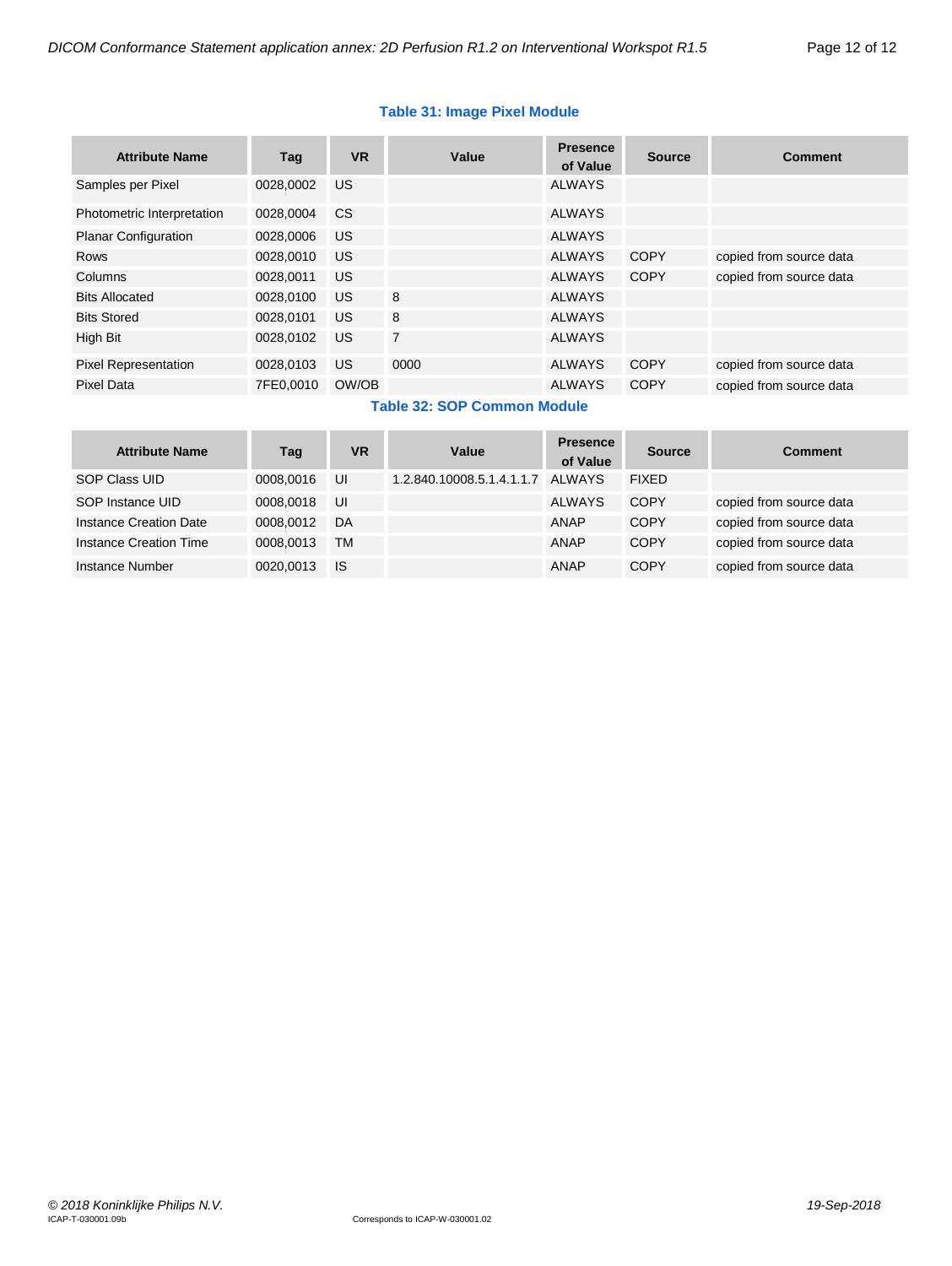**Table 31: Image Pixel Module**

| Attribute Name | Tag | VR | Value | Presence of Value | Source | Comment |
|---|---|---|---|---|---|---|
| Samples per Pixel | 0028,0002 | US | | ALWAYS | | |
| Photometric Interpretation | 0028,0004 | CS | | ALWAYS | | |
| Planar Configuration | 0028,0006 | US | | ALWAYS | | |
| Rows | 0028,0010 | US | | ALWAYS | COPY | copied from source data |
| Columns | 0028,0011 | US | | ALWAYS | COPY | copied from source data |
| Bits Allocated | 0028,0100 | US | 8 | ALWAYS | | |
| Bits Stored | 0028,0101 | US | 8 | ALWAYS | | |
| High Bit | 0028,0102 | US | 7 | ALWAYS | | |
| Pixel Representation | 0028,0103 | US | 0000 | ALWAYS | COPY | copied from source data |
| Pixel Data | 7FE0,0010 | OW/OB | | ALWAYS | COPY | copied from source data |

**Table 32: SOP Common Module**

| Attribute Name | Tag | VR | Value | Presence of Value | Source | Comment |
|---|---|---|---|---|---|---|
| SOP Class UID | 0008,0016 | UI | 1.2.840.10008.5.1.4.1.1.7 | ALWAYS | FIXED | |
| SOP Instance UID | 0008,0018 | UI | | ALWAYS | COPY | copied from source data |
| Instance Creation Date | 0008,0012 | DA | | ANAP | COPY | copied from source data |
| Instance Creation Time | 0008,0013 | TM | | ANAP | COPY | copied from source data |
| Instance Number | 0020,0013 | IS | | ANAP | COPY | copied from source data |